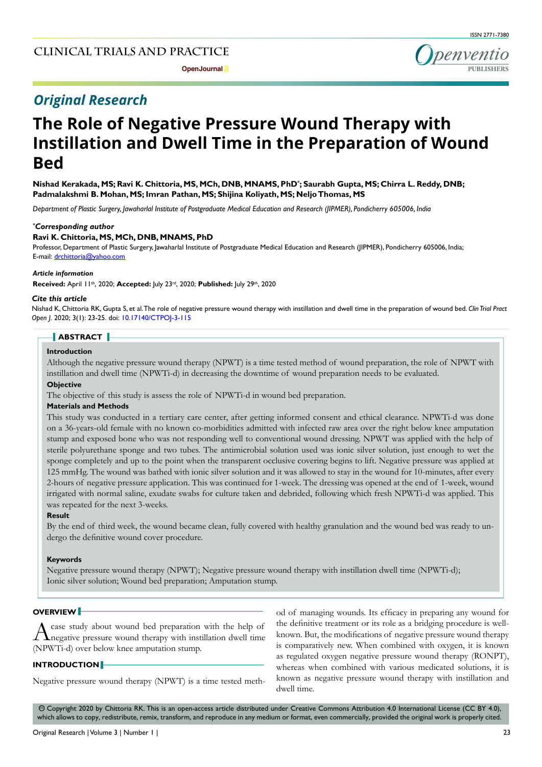## Original Research

# The Role of Negative Pressure Wound Therapy with Instillation and Dwell Time in the Preparation of Wound Bed

**Nishad Kerakada, MS; Ravi K. Chittoria, MS, MCh, DNB, MNAMS, PhD*; Saurabh Gupta, MS; Chirra L. Reddy, DNB; Padmalakshmi B. Mohan, MS; Imran Pathan, MS; Shijina Koliyath, MS; Neljo Thomas, MS**

*Department of Plastic Surgery, Jawaharlal Institute of Postgraduate Medical Education and Research (JIPMER), Pondicherry 605006, India*

***Corresponding author***

**Ravi K. Chittoria, MS, MCh, DNB, MNAMS, PhD**

Professor, Department of Plastic Surgery, Jawaharlal Institute of Postgraduate Medical Education and Research (JIPMER), Pondicherry 605006, India; E-mail: drchittoria@yahoo.com

***Article information***

**Received:** April 11th, 2020; **Accepted:** July 23rd, 2020; **Published:** July 29th, 2020

***Cite this article***

Nishad K, Chittoria RK, Gupta S, et al. The role of negative pressure wound therapy with instillation and dwell time in the preparation of wound bed. *Clin Trial Pract Open J*. 2020; 3(1): 23-25. doi: 10.17140/CTPOJ-3-115

## ABSTRACT

**Introduction**

Although the negative pressure wound therapy (NPWT) is a time tested method of wound preparation, the role of NPWT with instillation and dwell time (NPWTi-d) in decreasing the downtime of wound preparation needs to be evaluated.

**Objective**

The objective of this study is assess the role of NPWTi-d in wound bed preparation.

**Materials and Methods**

This study was conducted in a tertiary care center, after getting informed consent and ethical clearance. NPWTi-d was done on a 36-years-old female with no known co-morbidities admitted with infected raw area over the right below knee amputation stump and exposed bone who was not responding well to conventional wound dressing. NPWT was applied with the help of sterile polyurethane sponge and two tubes. The antimicrobial solution used was ionic silver solution, just enough to wet the sponge completely and up to the point when the transparent occlusive covering begins to lift. Negative pressure was applied at 125 mmHg. The wound was bathed with ionic silver solution and it was allowed to stay in the wound for 10-minutes, after every 2-hours of negative pressure application. This was continued for 1-week. The dressing was opened at the end of 1-week, wound irrigated with normal saline, exudate swabs for culture taken and debrided, following which fresh NPWTi-d was applied. This was repeated for the next 3-weeks.

**Result**

By the end of third week, the wound became clean, fully covered with healthy granulation and the wound bed was ready to undergo the definitive wound cover procedure.

**Keywords**

Negative pressure wound therapy (NPWT); Negative pressure wound therapy with instillation dwell time (NPWTi-d); Ionic silver solution; Wound bed preparation; Amputation stump.

## OVERVIEW

A case study about wound bed preparation with the help of negative pressure wound therapy with instillation dwell time (NPWTi-d) over below knee amputation stump.

## INTRODUCTION

Negative pressure wound therapy (NPWT) is a time tested method of managing wounds. Its efficacy in preparing any wound for the definitive treatment or its role as a bridging procedure is well-known. But, the modifications of negative pressure wound therapy is comparatively new. When combined with oxygen, it is known as regulated oxygen negative pressure wound therapy (RONPT), whereas when combined with various medicated solutions, it is known as negative pressure wound therapy with instillation and dwell time.

© Copyright 2020 by Chittoria RK. This is an open-access article distributed under Creative Commons Attribution 4.0 International License (CC BY 4.0), which allows to copy, redistribute, remix, transform, and reproduce in any medium or format, even commercially, provided the original work is properly cited.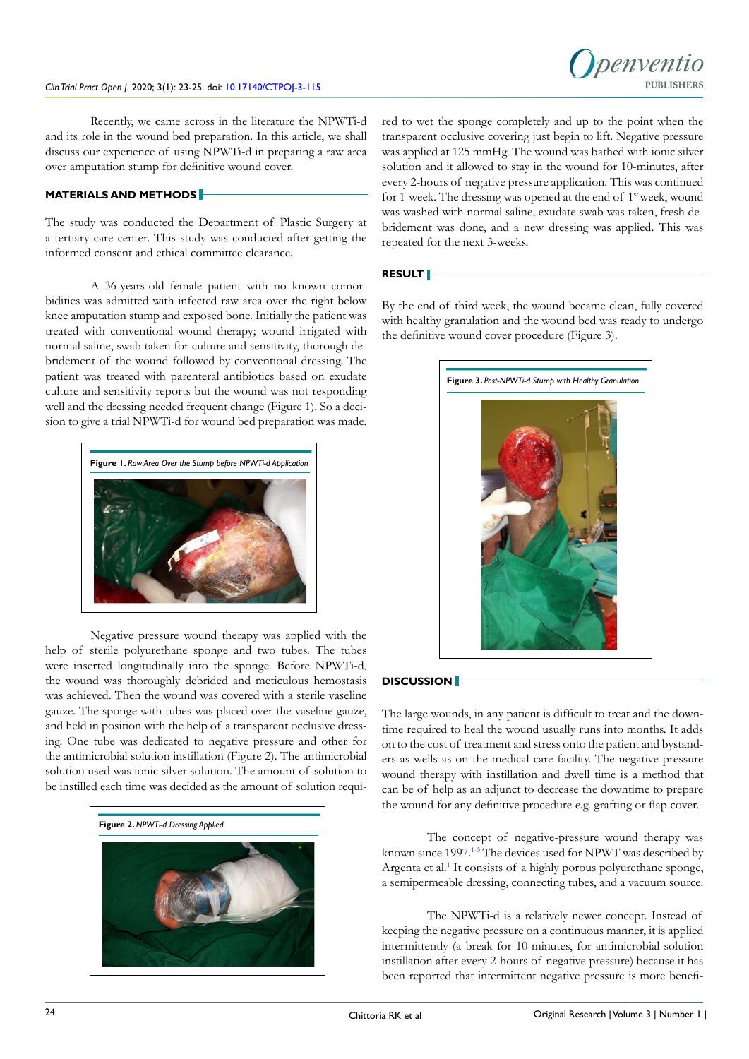Recently, we came across in the literature the NPWTi-d and its role in the wound bed preparation. In this article, we shall discuss our experience of using NPWTi-d in preparing a raw area over amputation stump for definitive wound cover.

## MATERIALS AND METHODS

The study was conducted the Department of Plastic Surgery at a tertiary care center. This study was conducted after getting the informed consent and ethical committee clearance.

A 36-years-old female patient with no known comorbidities was admitted with infected raw area over the right below knee amputation stump and exposed bone. Initially the patient was treated with conventional wound therapy; wound irrigated with normal saline, swab taken for culture and sensitivity, thorough debridement of the wound followed by conventional dressing. The patient was treated with parenteral antibiotics based on exudate culture and sensitivity reports but the wound was not responding well and the dressing needed frequent change (Figure 1). So a decision to give a trial NPWTi-d for wound bed preparation was made.

**Figure 1.** *Raw Area Over the Stump before NPWTi-d Application*

Negative pressure wound therapy was applied with the help of sterile polyurethane sponge and two tubes. The tubes were inserted longitudinally into the sponge. Before NPWTi-d, the wound was thoroughly debrided and meticulous hemostasis was achieved. Then the wound was covered with a sterile vaseline gauze. The sponge with tubes was placed over the vaseline gauze, and held in position with the help of a transparent occlusive dressing. One tube was dedicated to negative pressure and other for the antimicrobial solution instillation (Figure 2). The antimicrobial solution used was ionic silver solution. The amount of solution to be instilled each time was decided as the amount of solution required to wet the sponge completely and up to the point when the transparent occlusive covering just begin to lift. Negative pressure was applied at 125 mmHg. The wound was bathed with ionic silver solution and it allowed to stay in the wound for 10-minutes, after every 2-hours of negative pressure application. This was continued for 1-week. The dressing was opened at the end of 1st week, wound was washed with normal saline, exudate swab was taken, fresh debridement was done, and a new dressing was applied. This was repeated for the next 3-weeks.

**Figure 2.** *NPWTi-d Dressing Applied*

## RESULT

By the end of third week, the wound became clean, fully covered with healthy granulation and the wound bed was ready to undergo the definitive wound cover procedure (Figure 3).

**Figure 3.** *Post-NPWTi-d Stump with Healthy Granulation*

## DISCUSSION

The large wounds, in any patient is difficult to treat and the downtime required to heal the wound usually runs into months. It adds on to the cost of treatment and stress onto the patient and bystanders as wells as on the medical care facility. The negative pressure wound therapy with instillation and dwell time is a method that can be of help as an adjunct to decrease the downtime to prepare the wound for any definitive procedure e.g. grafting or flap cover.

The concept of negative-pressure wound therapy was known since 1997.[1-3] The devices used for NPWT was described by Argenta et al.[1] It consists of a highly porous polyurethane sponge, a semipermeable dressing, connecting tubes, and a vacuum source.

The NPWTi-d is a relatively newer concept. Instead of keeping the negative pressure on a continuous manner, it is applied intermittently (a break for 10-minutes, for antimicrobial solution instillation after every 2-hours of negative pressure) because it has been reported that intermittent negative pressure is more benefi-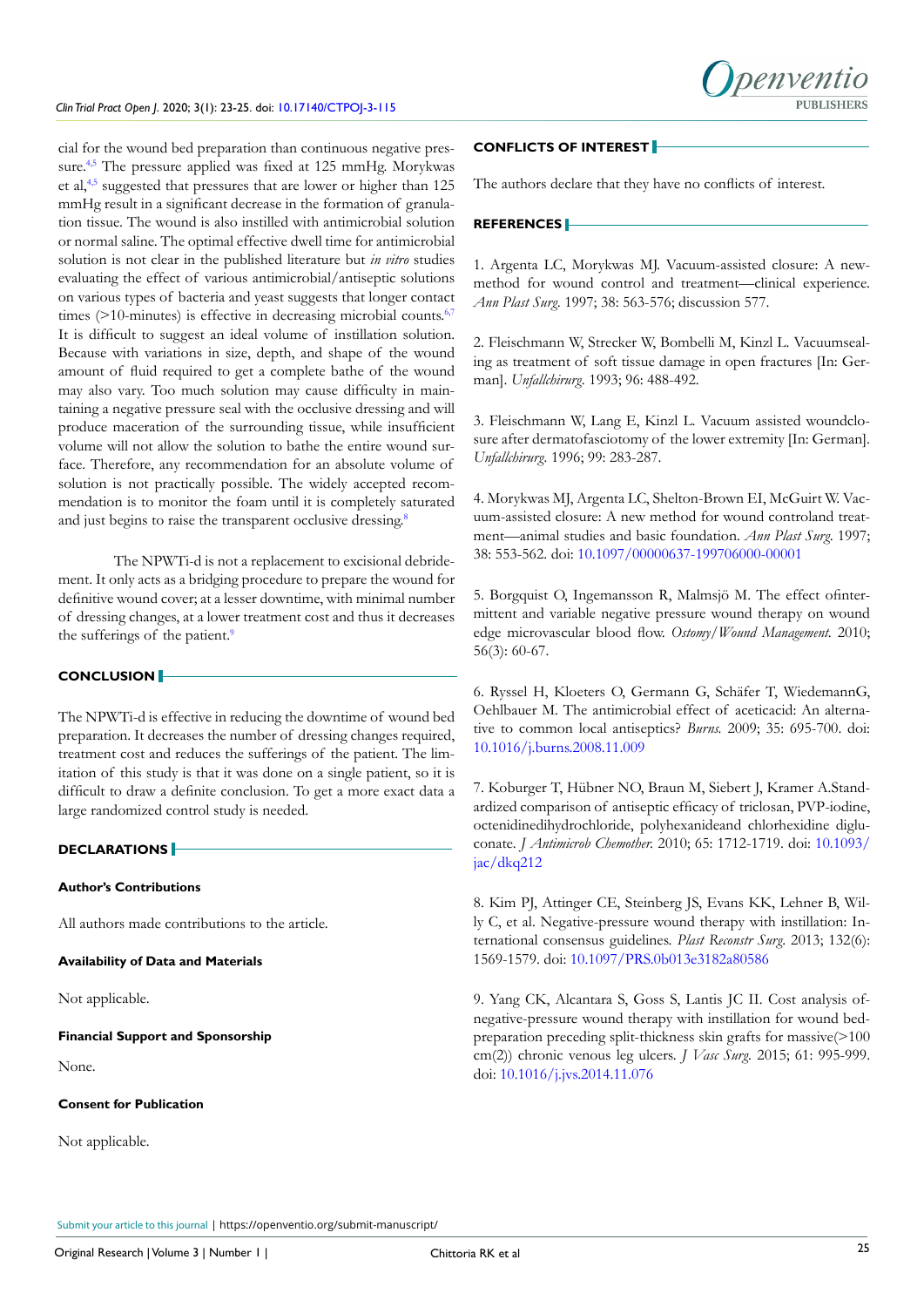cial for the wound bed preparation than continuous negative pressure.[4,5] The pressure applied was fixed at 125 mmHg. Morykwas et al,[4,5] suggested that pressures that are lower or higher than 125 mmHg result in a significant decrease in the formation of granulation tissue. The wound is also instilled with antimicrobial solution or normal saline. The optimal effective dwell time for antimicrobial solution is not clear in the published literature but *in vitro* studies evaluating the effect of various antimicrobial/antiseptic solutions on various types of bacteria and yeast suggests that longer contact times (>10-minutes) is effective in decreasing microbial counts.[6,7] It is difficult to suggest an ideal volume of instillation solution. Because with variations in size, depth, and shape of the wound amount of fluid required to get a complete bathe of the wound may also vary. Too much solution may cause difficulty in maintaining a negative pressure seal with the occlusive dressing and will produce maceration of the surrounding tissue, while insufficient volume will not allow the solution to bathe the entire wound surface. Therefore, any recommendation for an absolute volume of solution is not practically possible. The widely accepted recommendation is to monitor the foam until it is completely saturated and just begins to raise the transparent occlusive dressing.[8]

The NPWTi-d is not a replacement to excisional debridement. It only acts as a bridging procedure to prepare the wound for definitive wound cover; at a lesser downtime, with minimal number of dressing changes, at a lower treatment cost and thus it decreases the sufferings of the patient.[9]

## CONCLUSION

The NPWTi-d is effective in reducing the downtime of wound bed preparation. It decreases the number of dressing changes required, treatment cost and reduces the sufferings of the patient. The limitation of this study is that it was done on a single patient, so it is difficult to draw a definite conclusion. To get a more exact data a large randomized control study is needed.

## DECLARATIONS

### Author's Contributions

All authors made contributions to the article.

### Availability of Data and Materials

Not applicable.

### Financial Support and Sponsorship

None.

### Consent for Publication

Not applicable.

## CONFLICTS OF INTEREST

The authors declare that they have no conflicts of interest.

## REFERENCES

1. Argenta LC, Morykwas MJ. Vacuum-assisted closure: A new method for wound control and treatment—clinical experience. *Ann Plast Surg*. 1997; 38: 563-576; discussion 577.

2. Fleischmann W, Strecker W, Bombelli M, Kinzl L. Vacuumsealing as treatment of soft tissue damage in open fractures [In: German]. *Unfallchirurg*. 1993; 96: 488-492.

3. Fleischmann W, Lang E, Kinzl L. Vacuum assisted woundclosure after dermatofasciotomy of the lower extremity [In: German]. *Unfallchirurg*. 1996; 99: 283-287.

4. Morykwas MJ, Argenta LC, Shelton-Brown EI, McGuirt W. Vacuum-assisted closure: A new method for wound controland treatment—animal studies and basic foundation. *Ann Plast Surg*. 1997; 38: 553-562. doi: 10.1097/00000637-199706000-00001

5. Borgquist O, Ingemansson R, Malmsjö M. The effect ofintermittent and variable negative pressure wound therapy on wound edge microvascular blood flow. *Ostomy/Wound Management*. 2010; 56(3): 60-67.

6. Ryssel H, Kloeters O, Germann G, Schäfer T, WiedemannG, Oehlbauer M. The antimicrobial effect of aceticacid: An alternative to common local antiseptics? *Burns*. 2009; 35: 695-700. doi: 10.1016/j.burns.2008.11.009

7. Koburger T, Hübner NO, Braun M, Siebert J, Kramer A.Standardized comparison of antiseptic efficacy of triclosan, PVP-iodine, octenidinedihydrochloride, polyhexanideand chlorhexidine digluconate. *J Antimicrob Chemother*. 2010; 65: 1712-1719. doi: 10.1093/jac/dkq212

8. Kim PJ, Attinger CE, Steinberg JS, Evans KK, Lehner B, Willy C, et al. Negative-pressure wound therapy with instillation: International consensus guidelines. *Plast Reconstr Surg*. 2013; 132(6): 1569-1579. doi: 10.1097/PRS.0b013e3182a80586

9. Yang CK, Alcantara S, Goss S, Lantis JC II. Cost analysis ofnegative-pressure wound therapy with instillation for wound bedpreparation preceding split-thickness skin grafts for massive(>100 cm(2)) chronic venous leg ulcers. *J Vasc Surg*. 2015; 61: 995-999. doi: 10.1016/j.jvs.2014.11.076